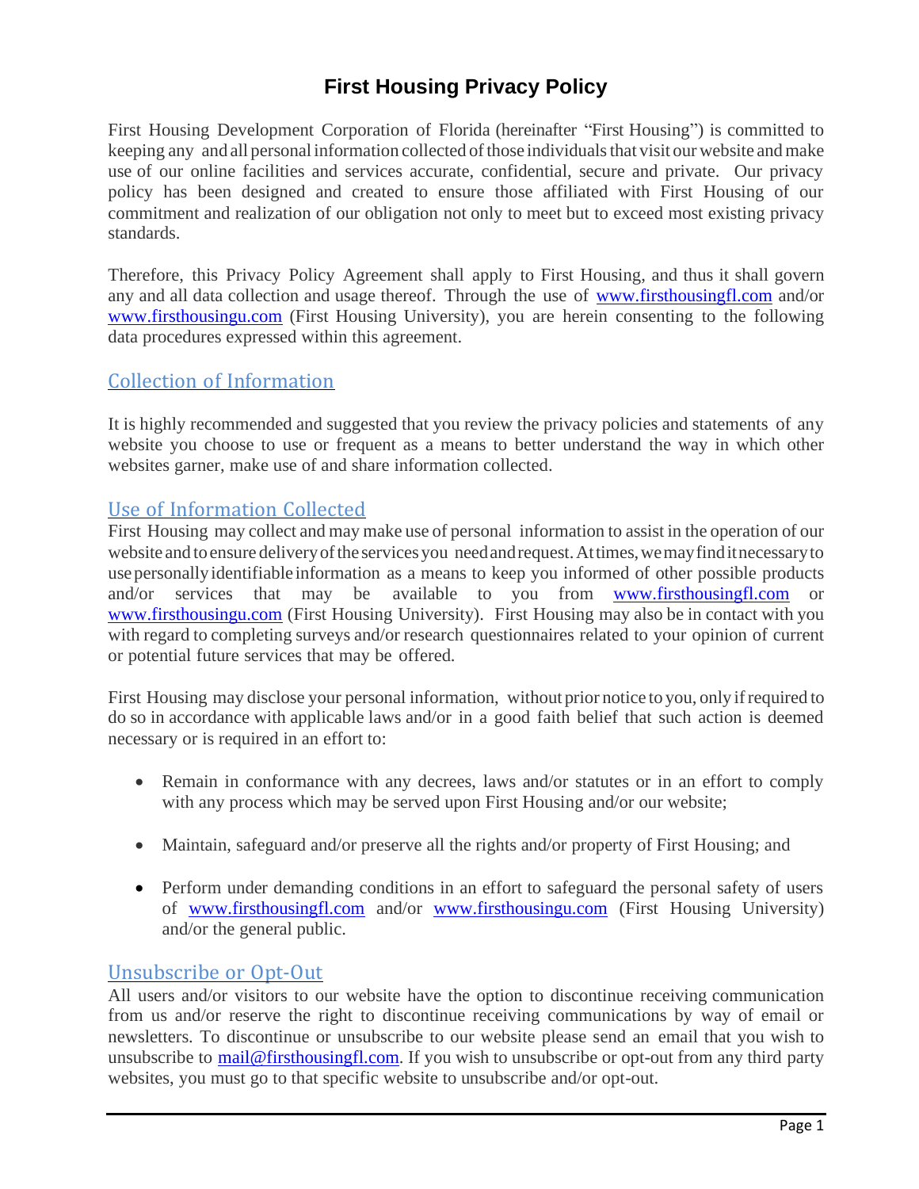# First Housing Privacy Policy

First Housing Development Corporation of Florida (hereinafter "First Housing") is committed to keeping any and all personal information collected of those individuals that visit our website and make use of our online facilities and services accurate, confidential, secure and private. Our privacy policy has been designed and created to ensure those affiliated with First Housing of our commitment and realization of our obligation not only to meet but to exceed most existing privacy standards.

Therefore, this Privacy Policy Agreement shall apply to First Housing, and thus it shall govern any and all data collection and usage thereof. Through the use of www.firsthousingfl.com and/or www.firsthousingu.com (First Housing University), you are herein consenting to the following data procedures expressed within this agreement.

## Collection of Information

It is highly recommended and suggested that you review the privacy policies and statements of any website you choose to use or frequent as a means to better understand the way in which other websites garner, make use of and share information collected.

## Use of Information Collected

First Housing may collect and may make use of personal information to assist in the operation of our website and to ensure delivery of the services you need and request. At times, we may find it necessary to use personally identifiable information as a means to keep you informed of other possible products and/or services that may be available to you from www.firsthousingfl.com or www.firsthousingu.com (First Housing University). First Housing may also be in contact with you with regard to completing surveys and/or research questionnaires related to your opinion of current or potential future services that may be offered.

First Housing may disclose your personal information, without prior notice to you, only if required to do so in accordance with applicable laws and/or in a good faith belief that such action is deemed necessary or is required in an effort to:

- Remain in conformance with any decrees, laws and/or statutes or in an effort to comply with any process which may be served upon First Housing and/or our website;
- Maintain, safeguard and/or preserve all the rights and/or property of First Housing; and
- Perform under demanding conditions in an effort to safeguard the personal safety of users of www.firsthousingfl.com and/or www.firsthousingu.com (First Housing University) and/or the general public.

## Unsubscribe or Opt-Out

All users and/or visitors to our website have the option to discontinue receiving communication from us and/or reserve the right to discontinue receiving communications by way of email or newsletters. To discontinue or unsubscribe to our website please send an email that you wish to unsubscribe to mail@firsthousingfl.com. If you wish to unsubscribe or opt-out from any third party websites, you must go to that specific website to unsubscribe and/or opt-out.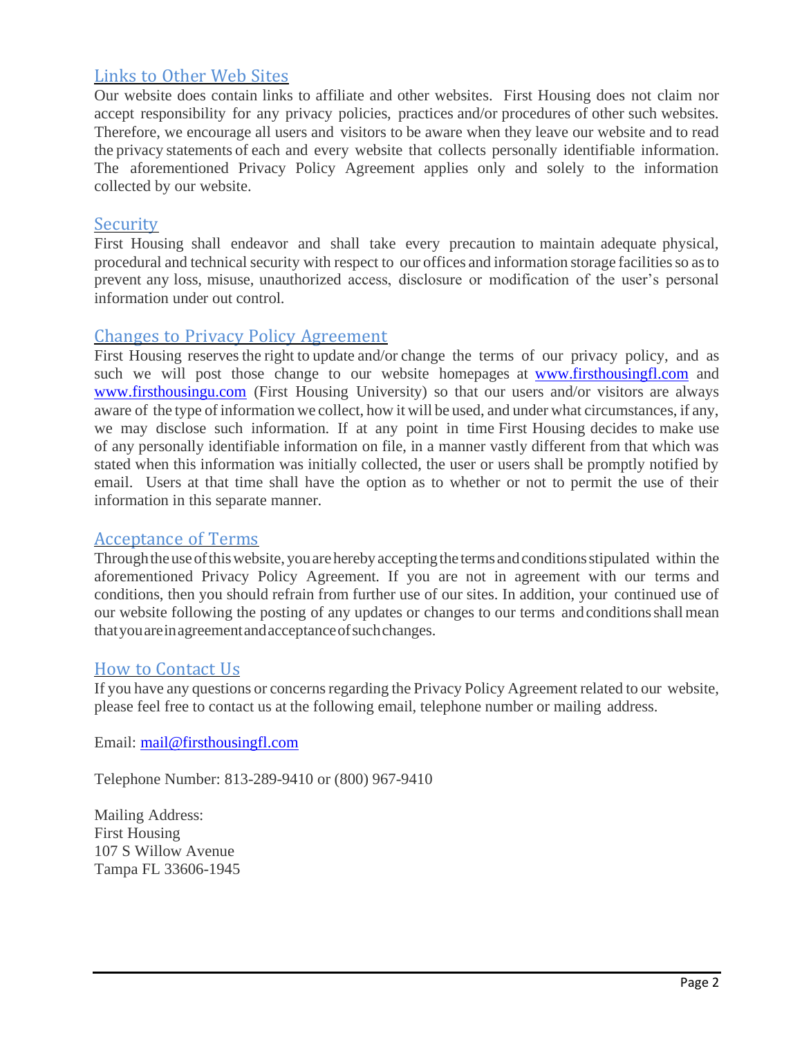## Links to Other Web Sites

Our website does contain links to affiliate and other websites. First Housing does not claim nor accept responsibility for any privacy policies, practices and/or procedures of other such websites. Therefore, we encourage all users and visitors to be aware when they leave our website and to read the privacy statements of each and every website that collects personally identifiable information. The aforementioned Privacy Policy Agreement applies only and solely to the information collected by our website.

## Security

First Housing shall endeavor and shall take every precaution to maintain adequate physical, procedural and technical security with respect to our offices and information storage facilities so as to prevent any loss, misuse, unauthorized access, disclosure or modification of the user's personal information under out control.

## Changes to Privacy Policy Agreement

First Housing reserves the right to update and/or change the terms of our privacy policy, and as such we will post those change to our website homepages at [www.firsthousingfl.com](http://www.firsthousingfl.com) and [www.firsthousingu.com](http://www.firsthousingu.com) (First Housing University) so that our users and/or visitors are always aware of the type of information we collect, how it will be used, and under what circumstances, if any, we may disclose such information. If at any point in time First Housing decides to make use of any personally identifiable information on file, in a manner vastly different from that which was stated when this information was initially collected, the user or users shall be promptly notified by email. Users at that time shall have the option as to whether or not to permit the use of their information in this separate manner.

## Acceptance of Terms

Through the use of this website, you are hereby accepting the terms and conditions stipulated within the aforementioned Privacy Policy Agreement. If you are not in agreement with our terms and conditions, then you should refrain from further use of our sites. In addition, your continued use of our website following the posting of any updates or changes to our terms and conditions shall mean that you are in agreement and acceptance of such changes.

## How to Contact Us

If you have any questions or concerns regarding the Privacy Policy Agreement related to our website, please feel free to contact us at the following email, telephone number or mailing address.

Email: [mail@firsthousingfl.com](mailto:mail@firsthousingfl.com)

Telephone Number: 813-289-9410 or (800) 967-9410

Mailing Address:
First Housing
107 S Willow Avenue
Tampa FL 33606-1945